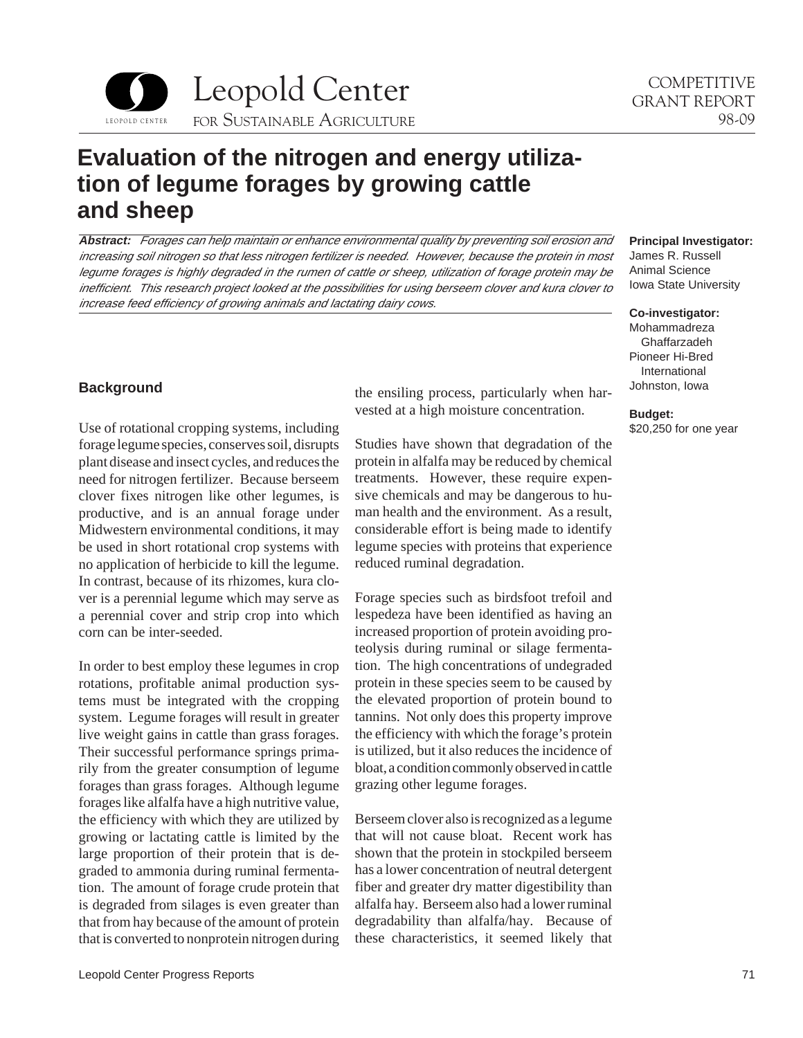Leopold Center for Sustainable Agriculture

COMPETITIVE GRANT REPORT 98-09

# Evaluation of the nitrogen and energy utilization of legume forages by growing cattle and sheep

***Abstract:*** *Forages can help maintain or enhance environmental quality by preventing soil erosion and increasing soil nitrogen so that less nitrogen fertilizer is needed. However, because the protein in most legume forages is highly degraded in the rumen of cattle or sheep, utilization of forage protein may be inefficient. This research project looked at the possibilities for using berseem clover and kura clover to increase feed efficiency of growing animals and lactating dairy cows.*

**Principal Investigator:**
James R. Russell
Animal Science
Iowa State University

**Co-investigator:**
Mohammadreza Ghaffarzadeh
Pioneer Hi-Bred International
Johnston, Iowa

**Budget:**
$20,250 for one year

## Background

Use of rotational cropping systems, including forage legume species, conserves soil, disrupts plant disease and insect cycles, and reduces the need for nitrogen fertilizer. Because berseem clover fixes nitrogen like other legumes, is productive, and is an annual forage under Midwestern environmental conditions, it may be used in short rotational crop systems with no application of herbicide to kill the legume. In contrast, because of its rhizomes, kura clover is a perennial legume which may serve as a perennial cover and strip crop into which corn can be inter-seeded.

In order to best employ these legumes in crop rotations, profitable animal production systems must be integrated with the cropping system. Legume forages will result in greater live weight gains in cattle than grass forages. Their successful performance springs primarily from the greater consumption of legume forages than grass forages. Although legume forages like alfalfa have a high nutritive value, the efficiency with which they are utilized by growing or lactating cattle is limited by the large proportion of their protein that is degraded to ammonia during ruminal fermentation. The amount of forage crude protein that is degraded from silages is even greater than that from hay because of the amount of protein that is converted to nonprotein nitrogen during the ensiling process, particularly when harvested at a high moisture concentration.

Studies have shown that degradation of the protein in alfalfa may be reduced by chemical treatments. However, these require expensive chemicals and may be dangerous to human health and the environment. As a result, considerable effort is being made to identify legume species with proteins that experience reduced ruminal degradation.

Forage species such as birdsfoot trefoil and lespedeza have been identified as having an increased proportion of protein avoiding proteolysis during ruminal or silage fermentation. The high concentrations of undegraded protein in these species seem to be caused by the elevated proportion of protein bound to tannins. Not only does this property improve the efficiency with which the forage's protein is utilized, but it also reduces the incidence of bloat, a condition commonly observed in cattle grazing other legume forages.

Berseem clover also is recognized as a legume that will not cause bloat. Recent work has shown that the protein in stockpiled berseem has a lower concentration of neutral detergent fiber and greater dry matter digestibility than alfalfa hay. Berseem also had a lower ruminal degradability than alfalfa/hay. Because of these characteristics, it seemed likely that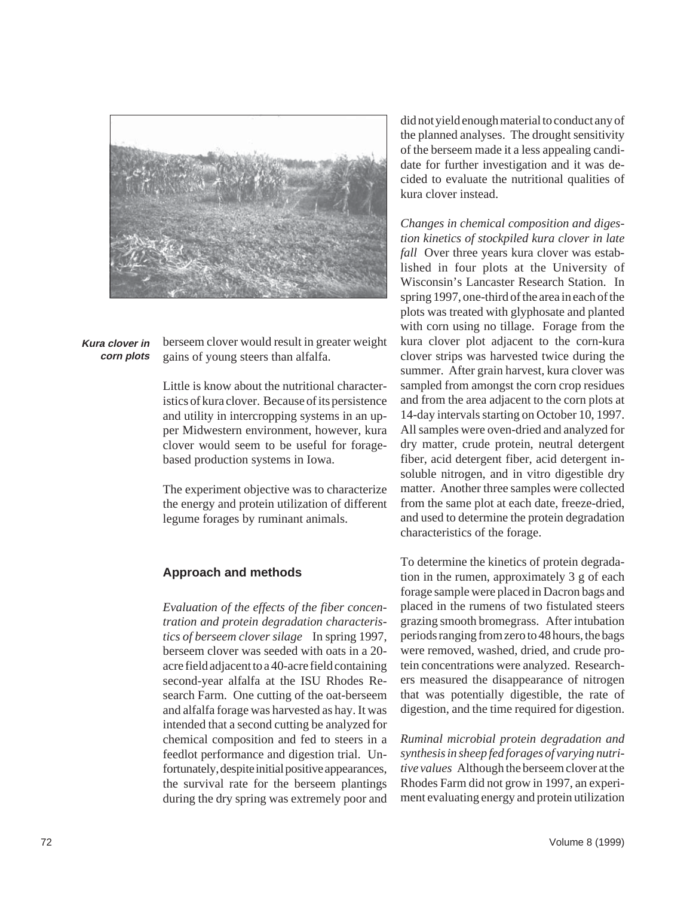Kura clover in corn plots

berseem clover would result in greater weight gains of young steers than alfalfa.

Little is know about the nutritional characteristics of kura clover. Because of its persistence and utility in intercropping systems in an upper Midwestern environment, however, kura clover would seem to be useful for forage-based production systems in Iowa.

The experiment objective was to characterize the energy and protein utilization of different legume forages by ruminant animals.

## Approach and methods

*Evaluation of the effects of the fiber concentration and protein degradation characteristics of berseem clover silage* In spring 1997, berseem clover was seeded with oats in a 20-acre field adjacent to a 40-acre field containing second-year alfalfa at the ISU Rhodes Research Farm. One cutting of the oat-berseem and alfalfa forage was harvested as hay. It was intended that a second cutting be analyzed for chemical composition and fed to steers in a feedlot performance and digestion trial. Unfortunately, despite initial positive appearances, the survival rate for the berseem plantings during the dry spring was extremely poor and did not yield enough material to conduct any of the planned analyses. The drought sensitivity of the berseem made it a less appealing candidate for further investigation and it was decided to evaluate the nutritional qualities of kura clover instead.

*Changes in chemical composition and digestion kinetics of stockpiled kura clover in late fall* Over three years kura clover was established in four plots at the University of Wisconsin's Lancaster Research Station. In spring 1997, one-third of the area in each of the plots was treated with glyphosate and planted with corn using no tillage. Forage from the kura clover plot adjacent to the corn-kura clover strips was harvested twice during the summer. After grain harvest, kura clover was sampled from amongst the corn crop residues and from the area adjacent to the corn plots at 14-day intervals starting on October 10, 1997. All samples were oven-dried and analyzed for dry matter, crude protein, neutral detergent fiber, acid detergent fiber, acid detergent insoluble nitrogen, and in vitro digestible dry matter. Another three samples were collected from the same plot at each date, freeze-dried, and used to determine the protein degradation characteristics of the forage.

To determine the kinetics of protein degradation in the rumen, approximately 3 g of each forage sample were placed in Dacron bags and placed in the rumens of two fistulated steers grazing smooth bromegrass. After intubation periods ranging from zero to 48 hours, the bags were removed, washed, dried, and crude protein concentrations were analyzed. Researchers measured the disappearance of nitrogen that was potentially digestible, the rate of digestion, and the time required for digestion.

*Ruminal microbial protein degradation and synthesis in sheep fed forages of varying nutritive values* Although the berseem clover at the Rhodes Farm did not grow in 1997, an experiment evaluating energy and protein utilization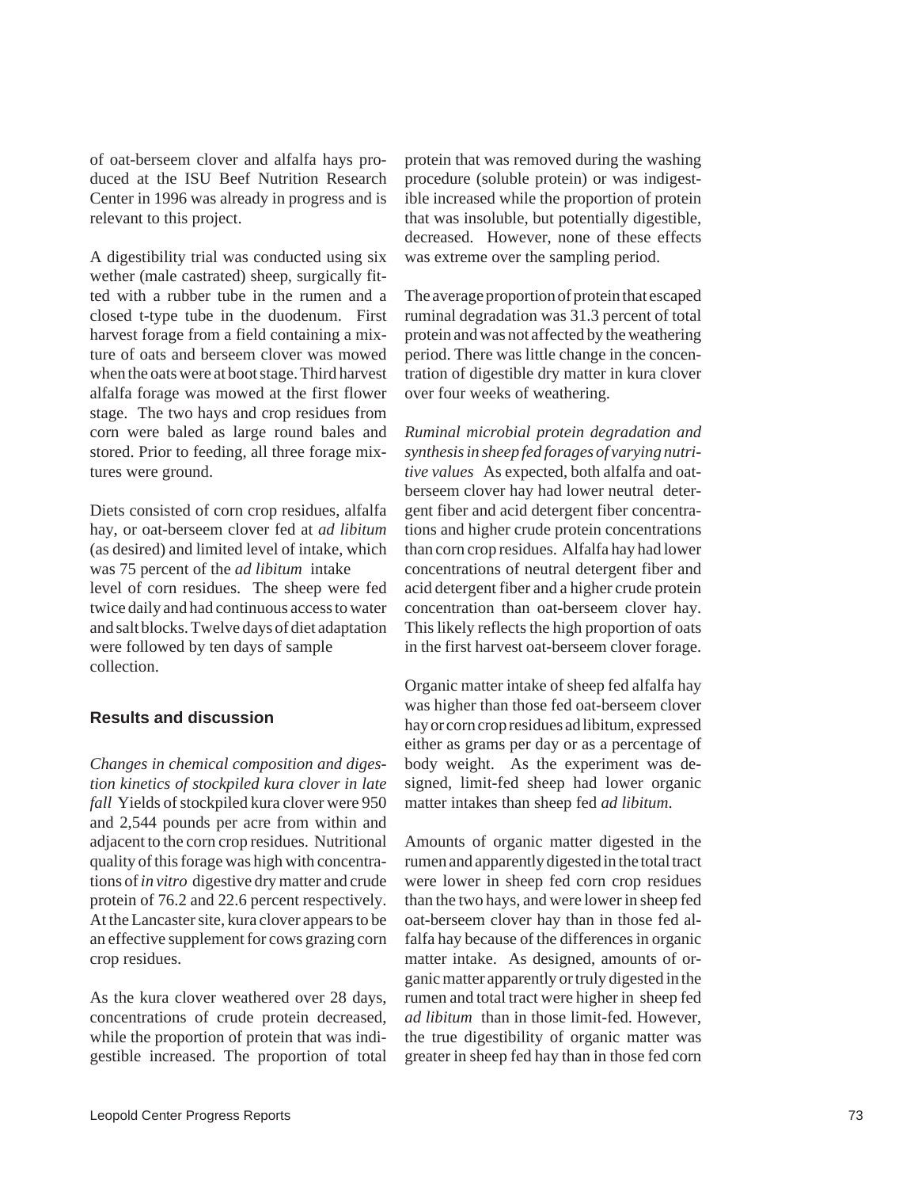of oat-berseem clover and alfalfa hays produced at the ISU Beef Nutrition Research Center in 1996 was already in progress and is relevant to this project.

A digestibility trial was conducted using six wether (male castrated) sheep, surgically fitted with a rubber tube in the rumen and a closed t-type tube in the duodenum. First harvest forage from a field containing a mixture of oats and berseem clover was mowed when the oats were at boot stage. Third harvest alfalfa forage was mowed at the first flower stage. The two hays and crop residues from corn were baled as large round bales and stored. Prior to feeding, all three forage mixtures were ground.

Diets consisted of corn crop residues, alfalfa hay, or oat-berseem clover fed at *ad libitum* (as desired) and limited level of intake, which was 75 percent of the *ad libitum* intake level of corn residues. The sheep were fed twice daily and had continuous access to water and salt blocks. Twelve days of diet adaptation were followed by ten days of sample collection.

## Results and discussion

*Changes in chemical composition and digestion kinetics of stockpiled kura clover in late fall* Yields of stockpiled kura clover were 950 and 2,544 pounds per acre from within and adjacent to the corn crop residues. Nutritional quality of this forage was high with concentrations of *in vitro* digestive dry matter and crude protein of 76.2 and 22.6 percent respectively. At the Lancaster site, kura clover appears to be an effective supplement for cows grazing corn crop residues.

As the kura clover weathered over 28 days, concentrations of crude protein decreased, while the proportion of protein that was indigestible increased. The proportion of total protein that was removed during the washing procedure (soluble protein) or was indigestible increased while the proportion of protein that was insoluble, but potentially digestible, decreased. However, none of these effects was extreme over the sampling period.

The average proportion of protein that escaped ruminal degradation was 31.3 percent of total protein and was not affected by the weathering period. There was little change in the concentration of digestible dry matter in kura clover over four weeks of weathering.

*Ruminal microbial protein degradation and synthesis in sheep fed forages of varying nutritive values* As expected, both alfalfa and oat-berseem clover hay had lower neutral detergent fiber and acid detergent fiber concentrations and higher crude protein concentrations than corn crop residues. Alfalfa hay had lower concentrations of neutral detergent fiber and acid detergent fiber and a higher crude protein concentration than oat-berseem clover hay. This likely reflects the high proportion of oats in the first harvest oat-berseem clover forage.

Organic matter intake of sheep fed alfalfa hay was higher than those fed oat-berseem clover hay or corn crop residues ad libitum, expressed either as grams per day or as a percentage of body weight. As the experiment was designed, limit-fed sheep had lower organic matter intakes than sheep fed *ad libitum*.

Amounts of organic matter digested in the rumen and apparently digested in the total tract were lower in sheep fed corn crop residues than the two hays, and were lower in sheep fed oat-berseem clover hay than in those fed alfalfa hay because of the differences in organic matter intake. As designed, amounts of organic matter apparently or truly digested in the rumen and total tract were higher in sheep fed *ad libitum* than in those limit-fed. However, the true digestibility of organic matter was greater in sheep fed hay than in those fed corn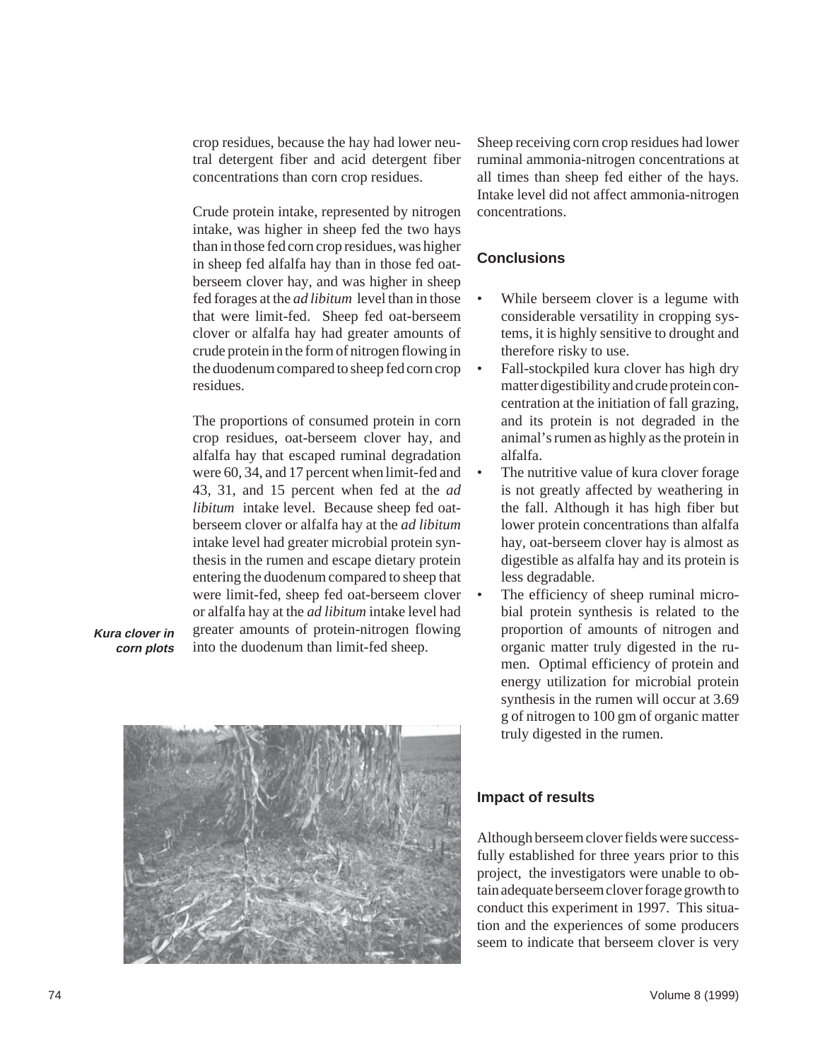crop residues, because the hay had lower neutral detergent fiber and acid detergent fiber concentrations than corn crop residues.

Crude protein intake, represented by nitrogen intake, was higher in sheep fed the two hays than in those fed corn crop residues, was higher in sheep fed alfalfa hay than in those fed oat-berseem clover hay, and was higher in sheep fed forages at the *ad libitum* level than in those that were limit-fed. Sheep fed oat-berseem clover or alfalfa hay had greater amounts of crude protein in the form of nitrogen flowing in the duodenum compared to sheep fed corn crop residues.

The proportions of consumed protein in corn crop residues, oat-berseem clover hay, and alfalfa hay that escaped ruminal degradation were 60, 34, and 17 percent when limit-fed and 43, 31, and 15 percent when fed at the *ad libitum* intake level. Because sheep fed oat-berseem clover or alfalfa hay at the *ad libitum* intake level had greater microbial protein synthesis in the rumen and escape dietary protein entering the duodenum compared to sheep that were limit-fed, sheep fed oat-berseem clover or alfalfa hay at the *ad libitum* intake level had greater amounts of protein-nitrogen flowing into the duodenum than limit-fed sheep.

***Kura clover in corn plots***

Sheep receiving corn crop residues had lower ruminal ammonia-nitrogen concentrations at all times than sheep fed either of the hays. Intake level did not affect ammonia-nitrogen concentrations.

## Conclusions

- While berseem clover is a legume with considerable versatility in cropping systems, it is highly sensitive to drought and therefore risky to use.
- Fall-stockpiled kura clover has high dry matter digestibility and crude protein concentration at the initiation of fall grazing, and its protein is not degraded in the animal's rumen as highly as the protein in alfalfa.
- The nutritive value of kura clover forage is not greatly affected by weathering in the fall. Although it has high fiber but lower protein concentrations than alfalfa hay, oat-berseem clover hay is almost as digestible as alfalfa hay and its protein is less degradable.
- The efficiency of sheep ruminal microbial protein synthesis is related to the proportion of amounts of nitrogen and organic matter truly digested in the rumen. Optimal efficiency of protein and energy utilization for microbial protein synthesis in the rumen will occur at 3.69 g of nitrogen to 100 gm of organic matter truly digested in the rumen.

## Impact of results

Although berseem clover fields were successfully established for three years prior to this project, the investigators were unable to obtain adequate berseem clover forage growth to conduct this experiment in 1997. This situation and the experiences of some producers seem to indicate that berseem clover is very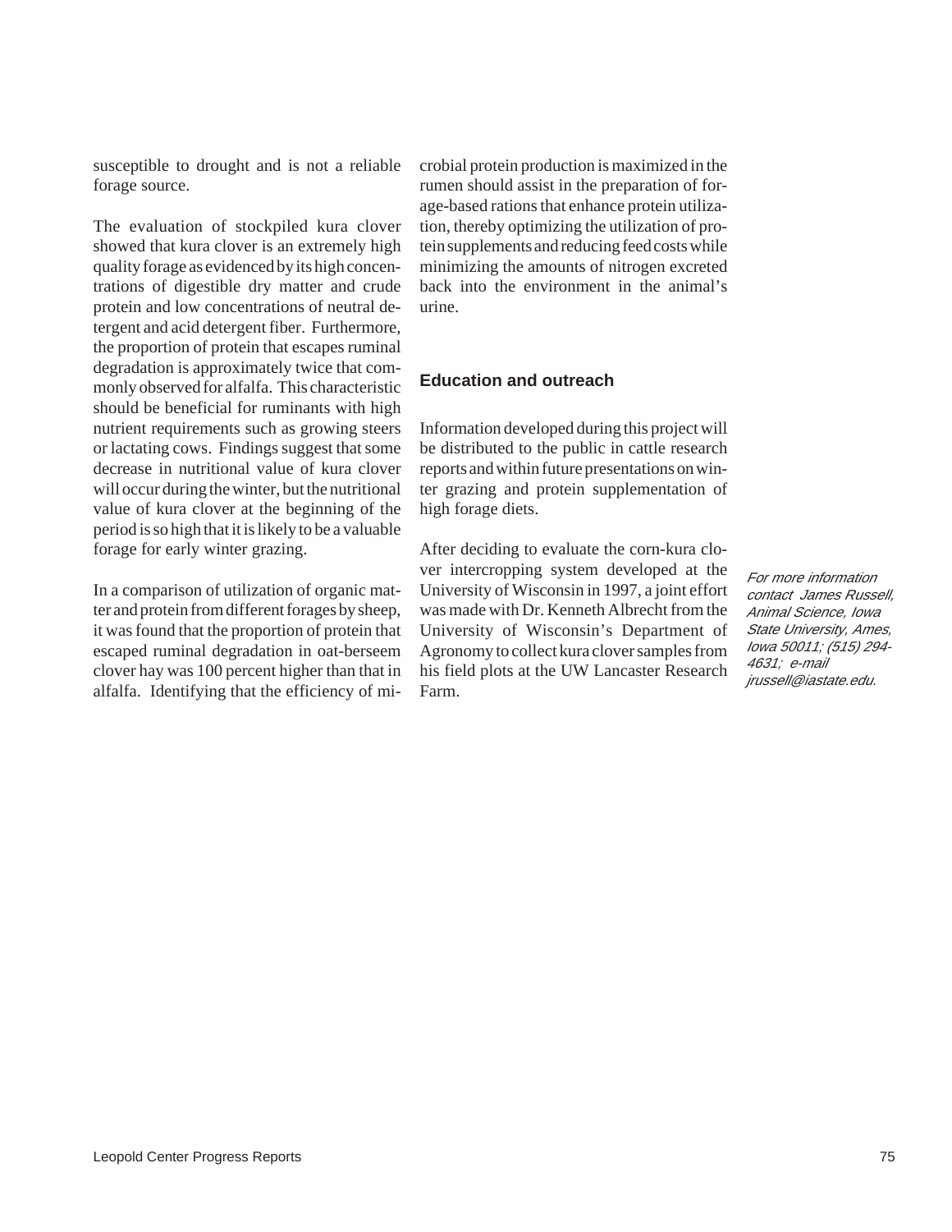susceptible to drought and is not a reliable forage source.

The evaluation of stockpiled kura clover showed that kura clover is an extremely high quality forage as evidenced by its high concentrations of digestible dry matter and crude protein and low concentrations of neutral detergent and acid detergent fiber. Furthermore, the proportion of protein that escapes ruminal degradation is approximately twice that commonly observed for alfalfa. This characteristic should be beneficial for ruminants with high nutrient requirements such as growing steers or lactating cows. Findings suggest that some decrease in nutritional value of kura clover will occur during the winter, but the nutritional value of kura clover at the beginning of the period is so high that it is likely to be a valuable forage for early winter grazing.

In a comparison of utilization of organic matter and protein from different forages by sheep, it was found that the proportion of protein that escaped ruminal degradation in oat-berseem clover hay was 100 percent higher than that in alfalfa. Identifying that the efficiency of microbial protein production is maximized in the rumen should assist in the preparation of forage-based rations that enhance protein utilization, thereby optimizing the utilization of protein supplements and reducing feed costs while minimizing the amounts of nitrogen excreted back into the environment in the animal's urine.

## Education and outreach

Information developed during this project will be distributed to the public in cattle research reports and within future presentations on winter grazing and protein supplementation of high forage diets.

After deciding to evaluate the corn-kura clover intercropping system developed at the University of Wisconsin in 1997, a joint effort was made with Dr. Kenneth Albrecht from the University of Wisconsin's Department of Agronomy to collect kura clover samples from his field plots at the UW Lancaster Research Farm.

*For more information contact James Russell, Animal Science, Iowa State University, Ames, Iowa 50011; (515) 294-4631; e-mail jrussell@iastate.edu.*